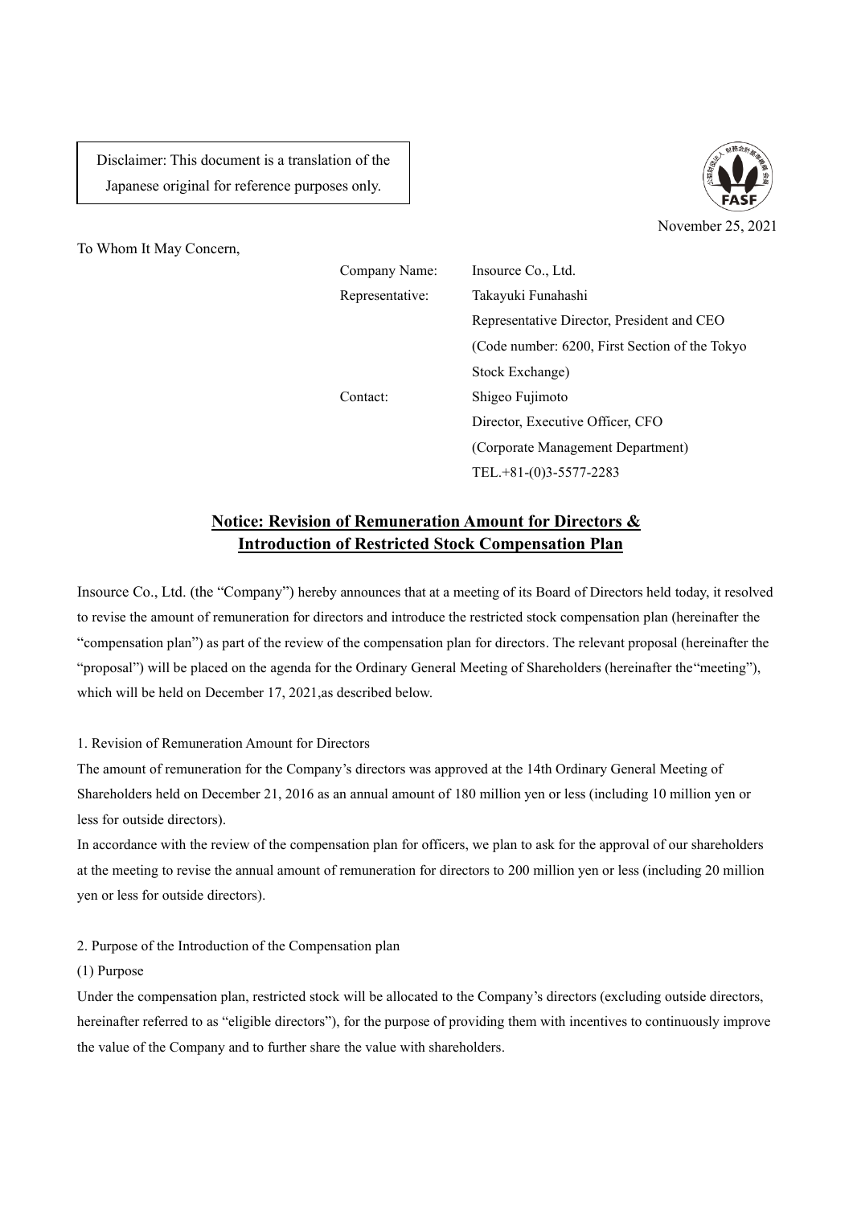Disclaimer: This document is a translation of the Japanese original for reference purposes only.

November 25, 2021

To Whom It May Concern,

| | |
|---|---|
| Company Name: | Insource Co., Ltd. |
| Representative: | Takayuki Funahashi<br>Representative Director, President and CEO<br>(Code number: 6200, First Section of the Tokyo Stock Exchange) |
| Contact: | Shigeo Fujimoto<br>Director, Executive Officer, CFO<br>(Corporate Management Department)<br>TEL.+81-(0)3-5577-2283 |

# Notice: Revision of Remuneration Amount for Directors & Introduction of Restricted Stock Compensation Plan

Insource Co., Ltd. (the "Company") hereby announces that at a meeting of its Board of Directors held today, it resolved to revise the amount of remuneration for directors and introduce the restricted stock compensation plan (hereinafter the "compensation plan") as part of the review of the compensation plan for directors. The relevant proposal (hereinafter the "proposal") will be placed on the agenda for the Ordinary General Meeting of Shareholders (hereinafter the"meeting"), which will be held on December 17, 2021,as described below.

1. Revision of Remuneration Amount for Directors

The amount of remuneration for the Company's directors was approved at the 14th Ordinary General Meeting of Shareholders held on December 21, 2016 as an annual amount of 180 million yen or less (including 10 million yen or less for outside directors).

In accordance with the review of the compensation plan for officers, we plan to ask for the approval of our shareholders at the meeting to revise the annual amount of remuneration for directors to 200 million yen or less (including 20 million yen or less for outside directors).

2. Purpose of the Introduction of the Compensation plan

(1) Purpose

Under the compensation plan, restricted stock will be allocated to the Company's directors (excluding outside directors, hereinafter referred to as "eligible directors"), for the purpose of providing them with incentives to continuously improve the value of the Company and to further share the value with shareholders.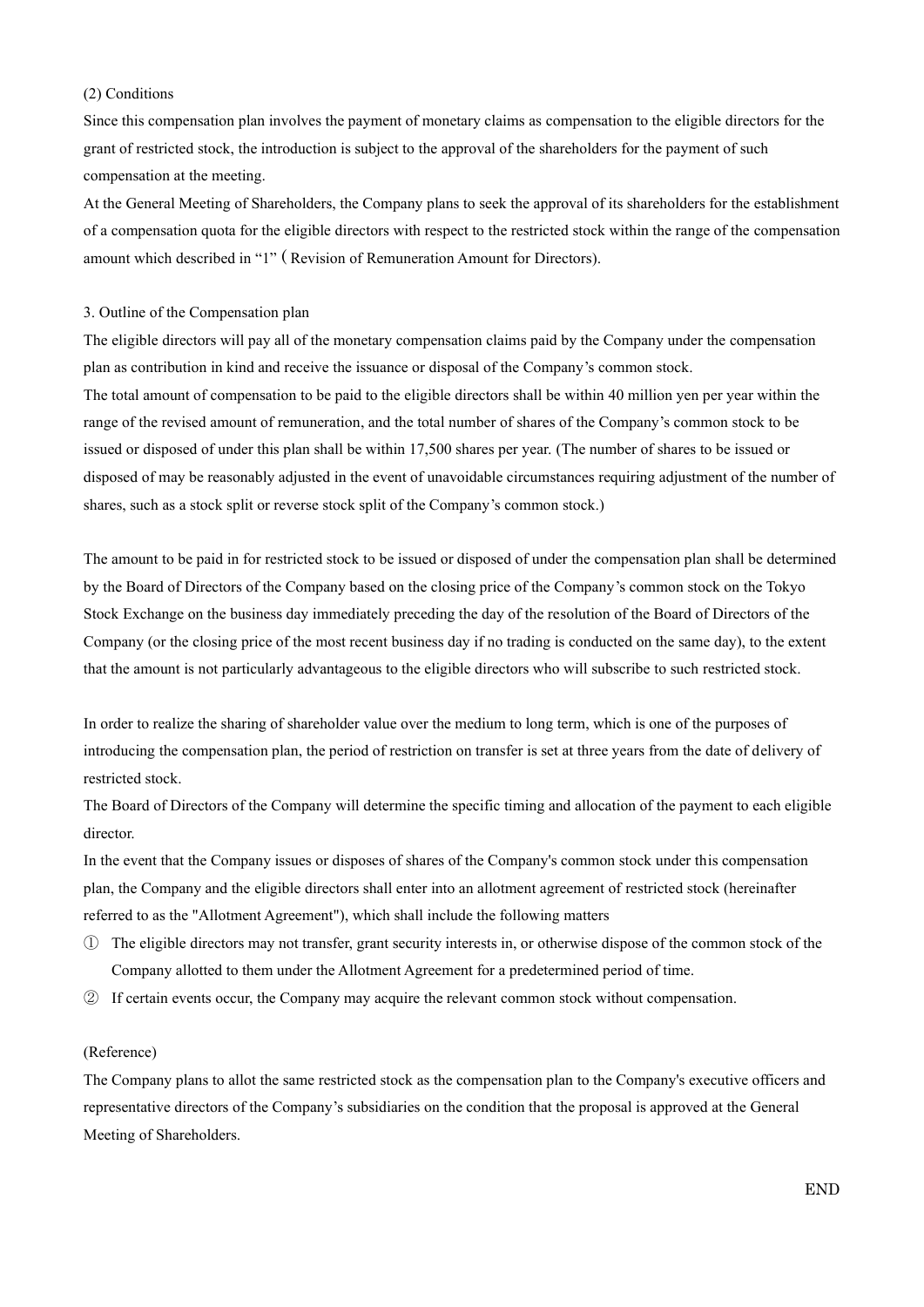(2) Conditions

Since this compensation plan involves the payment of monetary claims as compensation to the eligible directors for the grant of restricted stock, the introduction is subject to the approval of the shareholders for the payment of such compensation at the meeting.

At the General Meeting of Shareholders, the Company plans to seek the approval of its shareholders for the establishment of a compensation quota for the eligible directors with respect to the restricted stock within the range of the compensation amount which described in "1" ( Revision of Remuneration Amount for Directors).

3. Outline of the Compensation plan

The eligible directors will pay all of the monetary compensation claims paid by the Company under the compensation plan as contribution in kind and receive the issuance or disposal of the Company's common stock.

The total amount of compensation to be paid to the eligible directors shall be within 40 million yen per year within the range of the revised amount of remuneration, and the total number of shares of the Company's common stock to be issued or disposed of under this plan shall be within 17,500 shares per year. (The number of shares to be issued or disposed of may be reasonably adjusted in the event of unavoidable circumstances requiring adjustment of the number of shares, such as a stock split or reverse stock split of the Company's common stock.)

The amount to be paid in for restricted stock to be issued or disposed of under the compensation plan shall be determined by the Board of Directors of the Company based on the closing price of the Company's common stock on the Tokyo Stock Exchange on the business day immediately preceding the day of the resolution of the Board of Directors of the Company (or the closing price of the most recent business day if no trading is conducted on the same day), to the extent that the amount is not particularly advantageous to the eligible directors who will subscribe to such restricted stock.

In order to realize the sharing of shareholder value over the medium to long term, which is one of the purposes of introducing the compensation plan, the period of restriction on transfer is set at three years from the date of delivery of restricted stock.

The Board of Directors of the Company will determine the specific timing and allocation of the payment to each eligible director.

In the event that the Company issues or disposes of shares of the Company's common stock under this compensation plan, the Company and the eligible directors shall enter into an allotment agreement of restricted stock (hereinafter referred to as the "Allotment Agreement"), which shall include the following matters

① The eligible directors may not transfer, grant security interests in, or otherwise dispose of the common stock of the Company allotted to them under the Allotment Agreement for a predetermined period of time.

② If certain events occur, the Company may acquire the relevant common stock without compensation.

(Reference)

The Company plans to allot the same restricted stock as the compensation plan to the Company's executive officers and representative directors of the Company's subsidiaries on the condition that the proposal is approved at the General Meeting of Shareholders.

END